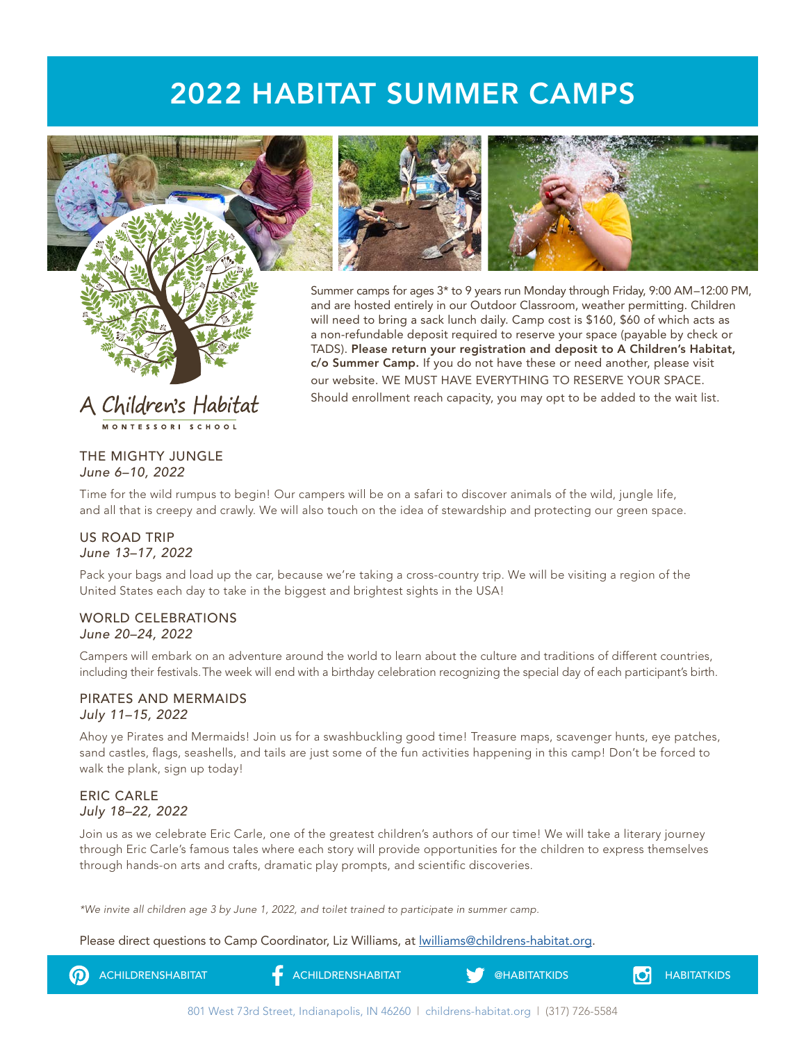# 2022 HABITAT SUMMER CAMPS

A Children's Habitat

MONTESSORI SCHOOL

Summer camps for ages 3* to 9 years run Monday through Friday, 9:00 AM–12:00 PM, and are hosted entirely in our Outdoor Classroom, weather permitting. Children will need to bring a sack lunch daily. Camp cost is $160, $60 of which acts as a non-refundable deposit required to reserve your space (payable by check or TADS). **Please return your registration and deposit to A Children's Habitat, c/o Summer Camp.** If you do not have these or need another, please visit our website. WE MUST HAVE EVERYTHING TO RESERVE YOUR SPACE. Should enrollment reach capacity, you may opt to be added to the wait list.

### THE MIGHTY JUNGLE
*June 6–10, 2022*

Time for the wild rumpus to begin! Our campers will be on a safari to discover animals of the wild, jungle life, and all that is creepy and crawly. We will also touch on the idea of stewardship and protecting our green space.

### US ROAD TRIP
*June 13–17, 2022*

Pack your bags and load up the car, because we're taking a cross-country trip. We will be visiting a region of the United States each day to take in the biggest and brightest sights in the USA!

### WORLD CELEBRATIONS
*June 20–24, 2022*

Campers will embark on an adventure around the world to learn about the culture and traditions of different countries, including their festivals. The week will end with a birthday celebration recognizing the special day of each participant's birth.

### PIRATES AND MERMAIDS
*July 11–15, 2022*

Ahoy ye Pirates and Mermaids! Join us for a swashbuckling good time! Treasure maps, scavenger hunts, eye patches, sand castles, flags, seashells, and tails are just some of the fun activities happening in this camp! Don't be forced to walk the plank, sign up today!

### ERIC CARLE
*July 18–22, 2022*

Join us as we celebrate Eric Carle, one of the greatest children's authors of our time! We will take a literary journey through Eric Carle's famous tales where each story will provide opportunities for the children to express themselves through hands-on arts and crafts, dramatic play prompts, and scientific discoveries.

*\*We invite all children age 3 by June 1, 2022, and toilet trained to participate in summer camp.*

Please direct questions to Camp Coordinator, Liz Williams, at lwilliams@childrens-habitat.org.

ACHILDRENSHABITAT | ACHILDRENSHABITAT | @HABITATKIDS | HABITATKIDS

801 West 73rd Street, Indianapolis, IN 46260 | childrens-habitat.org | (317) 726-5584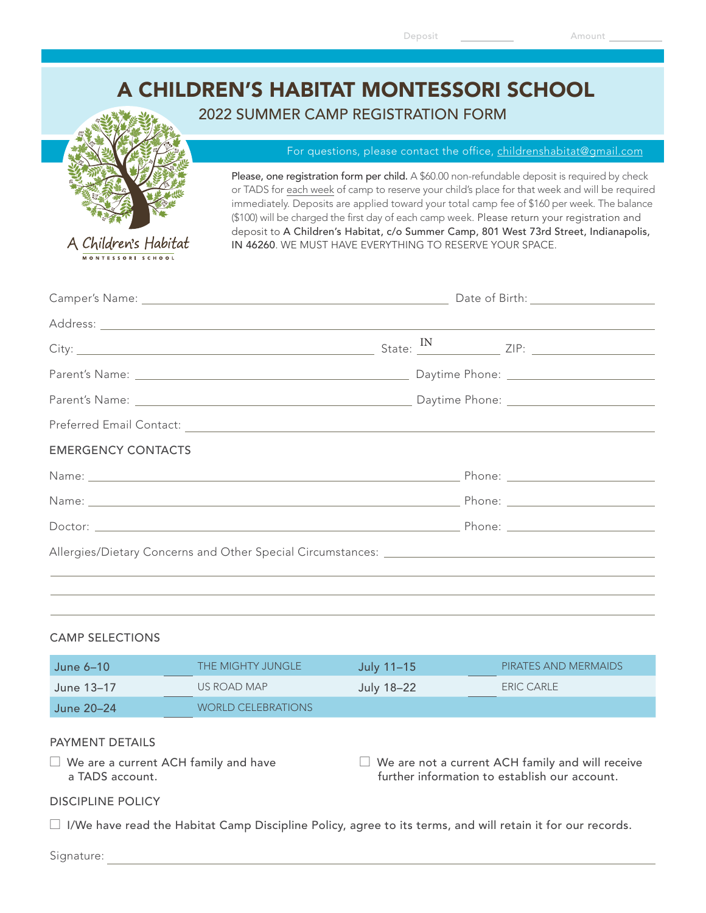Deposit ________ Amount ________

# A CHILDREN'S HABITAT MONTESSORI SCHOOL

## 2022 SUMMER CAMP REGISTRATION FORM

For questions, please contact the office, childrenshabitat@gmail.com

A Children's Habitat
MONTESSORI SCHOOL

**Please, one registration form per child.** A $60.00 non-refundable deposit is required by check or TADS for each week of camp to reserve your child's place for that week and will be required immediately. Deposits are applied toward your total camp fee of $160 per week. The balance ($100) will be charged the first day of each camp week. Please return your registration and deposit to **A Children's Habitat, c/o Summer Camp, 801 West 73rd Street, Indianapolis, IN 46260**. WE MUST HAVE EVERYTHING TO RESERVE YOUR SPACE.

Camper's Name: ______________________ Date of Birth: ______________

Address: ______________________________________________

City: ______________________ State: IN ________ ZIP: ______________

Parent's Name: ______________________ Daytime Phone: ______________

Parent's Name: ______________________ Daytime Phone: ______________

Preferred Email Contact: ______________________________________________

### EMERGENCY CONTACTS

Name: ______________________________ Phone: ______________

Name: ______________________________ Phone: ______________

Doctor: ______________________________ Phone: ______________

Allergies/Dietary Concerns and Other Special Circumstances: ______________________

______________________________________________

______________________________________________

______________________________________________

### CAMP SELECTIONS

| | | | | | |
|---|---|---|---|---|---|
| June 6–10 | ____ | THE MIGHTY JUNGLE | July 11–15 | ____ | PIRATES AND MERMAIDS |
| June 13–17 | ____ | US ROAD MAP | July 18–22 | ____ | ERIC CARLE |
| June 20–24 | ____ | WORLD CELEBRATIONS | | | |

### PAYMENT DETAILS

☐ We are a current ACH family and have a TADS account.

☐ We are not a current ACH family and will receive further information to establish our account.

### DISCIPLINE POLICY

☐ I/We have read the Habitat Camp Discipline Policy, agree to its terms, and will retain it for our records.

Signature: ______________________________________________